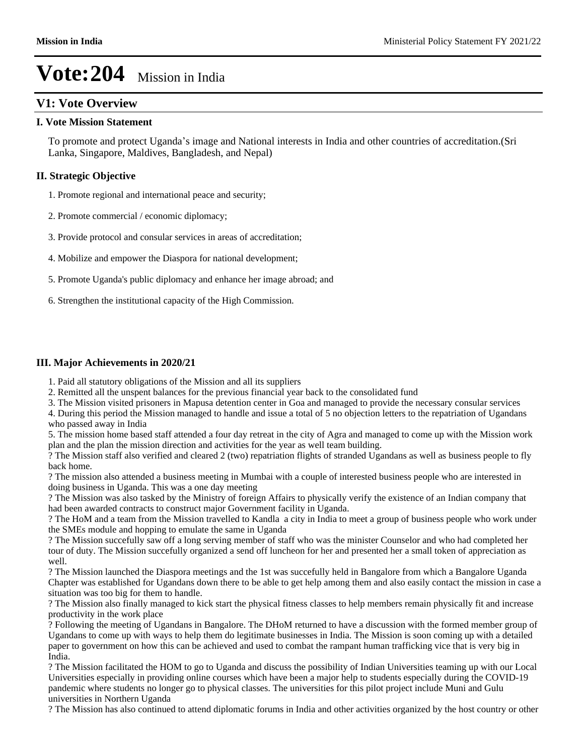# Vote:204 Mission in India

## V1: Vote Overview

### I. Vote Mission Statement

To promote and protect Uganda's image and National interests in India and other countries of accreditation.(Sri Lanka, Singapore, Maldives, Bangladesh, and Nepal)

### II. Strategic Objective

1. Promote regional and international peace and security;

2. Promote commercial / economic diplomacy;

3. Provide protocol and consular services in areas of accreditation;

4. Mobilize and empower the Diaspora for national development;

5. Promote Uganda's public diplomacy and enhance her image abroad; and

6. Strengthen the institutional capacity of the High Commission.

### III. Major Achievements in 2020/21

1. Paid all statutory obligations of the Mission and all its suppliers
2. Remitted all the unspent balances for the previous financial year back to the consolidated fund
3. The Mission visited prisoners in Mapusa detention center in Goa and managed to provide the necessary consular services
4. During this period the Mission managed to handle and issue a total of 5 no objection letters to the repatriation of Ugandans who passed away in India
5. The mission home based staff attended a four day retreat in the city of Agra and managed to come up with the Mission work plan and the plan the mission direction and activities for the year as well team building.

? The Mission staff also verified and cleared 2 (two) repatriation flights of stranded Ugandans as well as business people to fly back home.

? The mission also attended a business meeting in Mumbai with a couple of interested business people who are interested in doing business in Uganda. This was a one day meeting

? The Mission was also tasked by the Ministry of foreign Affairs to physically verify the existence of an Indian company that had been awarded contracts to construct major Government facility in Uganda.

? The HoM and a team from the Mission travelled to Kandla a city in India to meet a group of business people who work under the SMEs module and hopping to emulate the same in Uganda

? The Mission succefully saw off a long serving member of staff who was the minister Counselor and who had completed her tour of duty. The Mission succefully organized a send off luncheon for her and presented her a small token of appreciation as well.

? The Mission launched the Diaspora meetings and the 1st was succefully held in Bangalore from which a Bangalore Uganda Chapter was established for Ugandans down there to be able to get help among them and also easily contact the mission in case a situation was too big for them to handle.

? The Mission also finally managed to kick start the physical fitness classes to help members remain physically fit and increase productivity in the work place

? Following the meeting of Ugandans in Bangalore. The DHoM returned to have a discussion with the formed member group of Ugandans to come up with ways to help them do legitimate businesses in India. The Mission is soon coming up with a detailed paper to government on how this can be achieved and used to combat the rampant human trafficking vice that is very big in India.

? The Mission facilitated the HOM to go to Uganda and discuss the possibility of Indian Universities teaming up with our Local Universities especially in providing online courses which have been a major help to students especially during the COVID-19 pandemic where students no longer go to physical classes. The universities for this pilot project include Muni and Gulu universities in Northern Uganda

? The Mission has also continued to attend diplomatic forums in India and other activities organized by the host country or other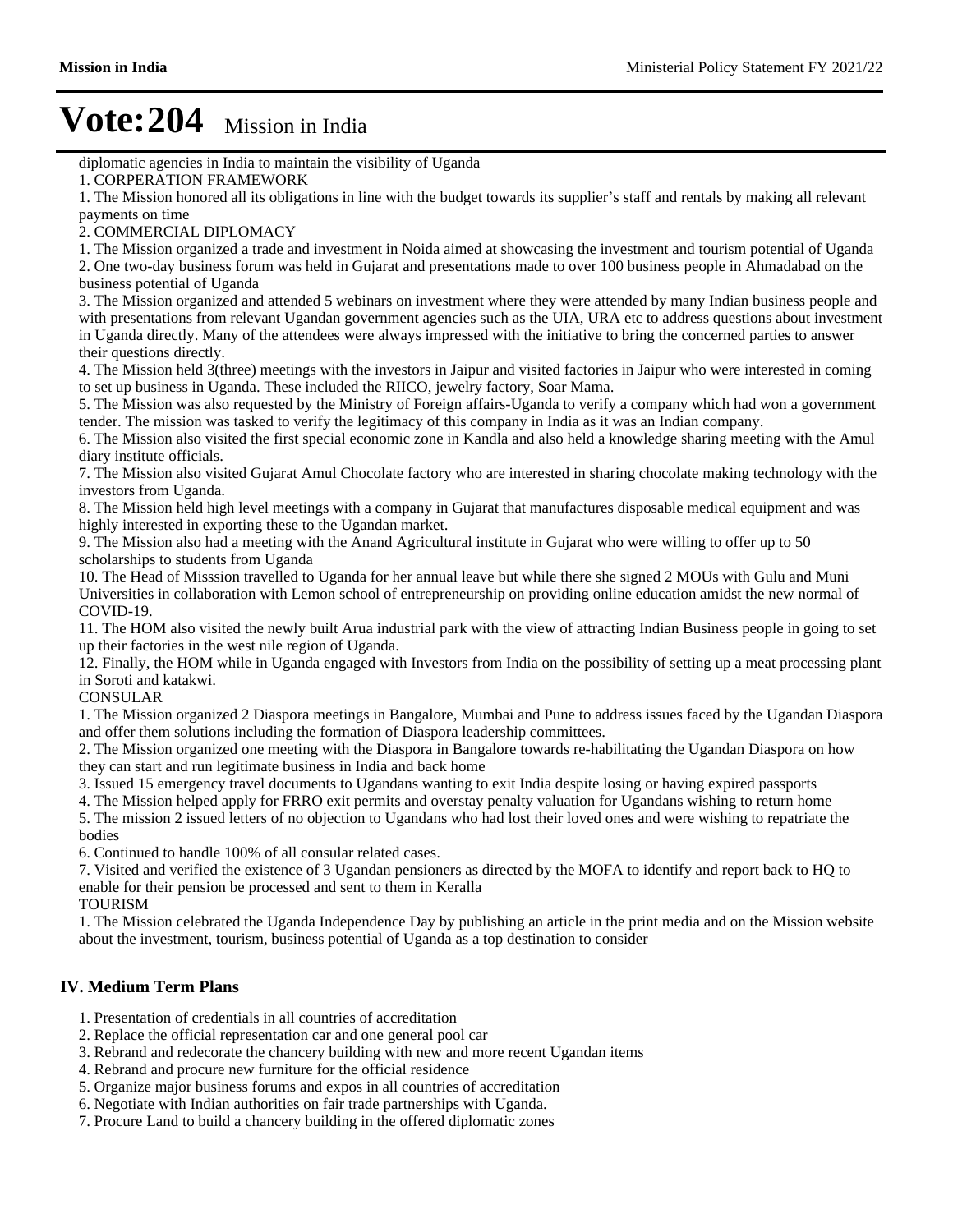# Vote:204 Mission in India

diplomatic agencies in India to maintain the visibility of Uganda

1. CORPERATION FRAMEWORK

1. The Mission honored all its obligations in line with the budget towards its supplier's staff and rentals by making all relevant payments on time

2. COMMERCIAL DIPLOMACY

1. The Mission organized a trade and investment in Noida aimed at showcasing the investment and tourism potential of Uganda
2. One two-day business forum was held in Gujarat and presentations made to over 100 business people in Ahmadabad on the business potential of Uganda
3. The Mission organized and attended 5 webinars on investment where they were attended by many Indian business people and with presentations from relevant Ugandan government agencies such as the UIA, URA etc to address questions about investment in Uganda directly. Many of the attendees were always impressed with the initiative to bring the concerned parties to answer their questions directly.
4. The Mission held 3(three) meetings with the investors in Jaipur and visited factories in Jaipur who were interested in coming to set up business in Uganda. These included the RIICO, jewelry factory, Soar Mama.
5. The Mission was also requested by the Ministry of Foreign affairs-Uganda to verify a company which had won a government tender. The mission was tasked to verify the legitimacy of this company in India as it was an Indian company.
6. The Mission also visited the first special economic zone in Kandla and also held a knowledge sharing meeting with the Amul diary institute officials.
7. The Mission also visited Gujarat Amul Chocolate factory who are interested in sharing chocolate making technology with the investors from Uganda.
8. The Mission held high level meetings with a company in Gujarat that manufactures disposable medical equipment and was highly interested in exporting these to the Ugandan market.
9. The Mission also had a meeting with the Anand Agricultural institute in Gujarat who were willing to offer up to 50 scholarships to students from Uganda
10. The Head of Misssion travelled to Uganda for her annual leave but while there she signed 2 MOUs with Gulu and Muni Universities in collaboration with Lemon school of entrepreneurship on providing online education amidst the new normal of COVID-19.
11. The HOM also visited the newly built Arua industrial park with the view of attracting Indian Business people in going to set up their factories in the west nile region of Uganda.
12. Finally, the HOM while in Uganda engaged with Investors from India on the possibility of setting up a meat processing plant in Soroti and katakwi.

CONSULAR

1. The Mission organized 2 Diaspora meetings in Bangalore, Mumbai and Pune to address issues faced by the Ugandan Diaspora and offer them solutions including the formation of Diaspora leadership committees.
2. The Mission organized one meeting with the Diaspora in Bangalore towards re-habilitating the Ugandan Diaspora on how they can start and run legitimate business in India and back home
3. Issued 15 emergency travel documents to Ugandans wanting to exit India despite losing or having expired passports
4. The Mission helped apply for FRRO exit permits and overstay penalty valuation for Ugandans wishing to return home
5. The mission 2 issued letters of no objection to Ugandans who had lost their loved ones and were wishing to repatriate the bodies
6. Continued to handle 100% of all consular related cases.
7. Visited and verified the existence of 3 Ugandan pensioners as directed by the MOFA to identify and report back to HQ to enable for their pension be processed and sent to them in Keralla

TOURISM

1. The Mission celebrated the Uganda Independence Day by publishing an article in the print media and on the Mission website about the investment, tourism, business potential of Uganda as a top destination to consider

## IV. Medium Term Plans

1. Presentation of credentials in all countries of accreditation
2. Replace the official representation car and one general pool car
3. Rebrand and redecorate the chancery building with new and more recent Ugandan items
4. Rebrand and procure new furniture for the official residence
5. Organize major business forums and expos in all countries of accreditation
6. Negotiate with Indian authorities on fair trade partnerships with Uganda.
7. Procure Land to build a chancery building in the offered diplomatic zones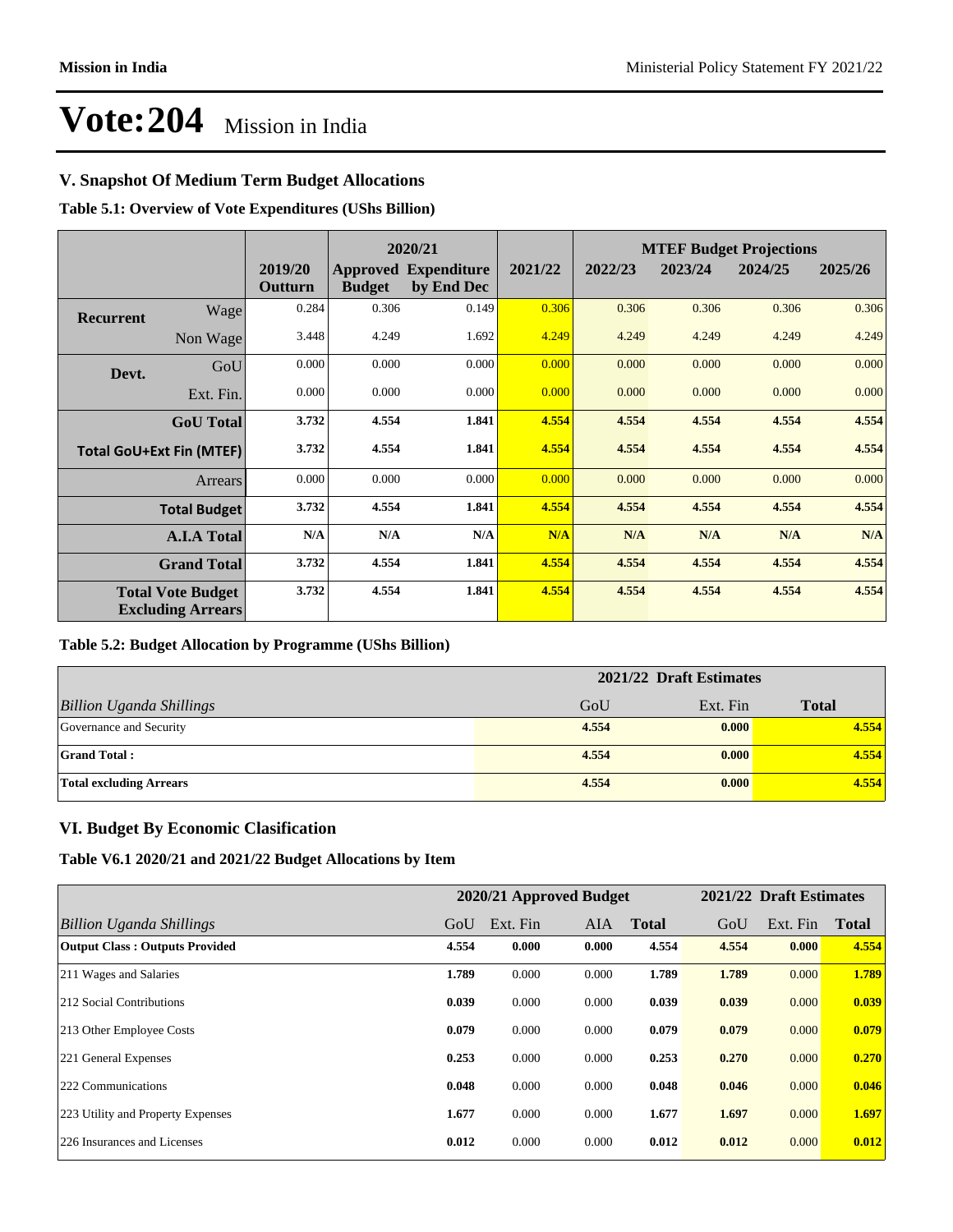# Vote:204 Mission in India

## V. Snapshot Of Medium Term Budget Allocations

**Table 5.1: Overview of Vote Expenditures (UShs Billion)**

| | | | 2020/21 | | | MTEF Budget Projections | | | |
|---|---|---|---|---|---|---|---|---|---|
| | | 2019/20 Outturn | Approved Budget | Expenditure by End Dec | 2021/22 | 2022/23 | 2023/24 | 2024/25 | 2025/26 |
| Recurrent | Wage | 0.284 | 0.306 | 0.149 | 0.306 | 0.306 | 0.306 | 0.306 | 0.306 |
| | Non Wage | 3.448 | 4.249 | 1.692 | 4.249 | 4.249 | 4.249 | 4.249 | 4.249 |
| Devt. | GoU | 0.000 | 0.000 | 0.000 | 0.000 | 0.000 | 0.000 | 0.000 | 0.000 |
| | Ext. Fin. | 0.000 | 0.000 | 0.000 | 0.000 | 0.000 | 0.000 | 0.000 | 0.000 |
| | **GoU Total** | **3.732** | **4.554** | **1.841** | **4.554** | **4.554** | **4.554** | **4.554** | **4.554** |
| **Total GoU+Ext Fin (MTEF)** | | **3.732** | **4.554** | **1.841** | **4.554** | **4.554** | **4.554** | **4.554** | **4.554** |
| | Arrears | 0.000 | 0.000 | 0.000 | 0.000 | 0.000 | 0.000 | 0.000 | 0.000 |
| **Total Budget** | | **3.732** | **4.554** | **1.841** | **4.554** | **4.554** | **4.554** | **4.554** | **4.554** |
| **A.I.A Total** | | **N/A** | **N/A** | **N/A** | **N/A** | **N/A** | **N/A** | **N/A** | **N/A** |
| **Grand Total** | | **3.732** | **4.554** | **1.841** | **4.554** | **4.554** | **4.554** | **4.554** | **4.554** |
| **Total Vote Budget Excluding Arrears** | | **3.732** | **4.554** | **1.841** | **4.554** | **4.554** | **4.554** | **4.554** | **4.554** |

**Table 5.2: Budget Allocation by Programme (UShs Billion)**

| | 2021/22 Draft Estimates | | |
|---|---|---|---|
| *Billion Uganda Shillings* | GoU | Ext. Fin | **Total** |
| Governance and Security | **4.554** | **0.000** | **4.554** |
| **Grand Total :** | **4.554** | **0.000** | **4.554** |
| **Total excluding Arrears** | **4.554** | **0.000** | **4.554** |

## VI. Budget By Economic Clasification

**Table V6.1 2020/21 and 2021/22 Budget Allocations by Item**

| | 2020/21 Approved Budget | | | | 2021/22 Draft Estimates | | |
|---|---|---|---|---|---|---|---|
| *Billion Uganda Shillings* | GoU | Ext. Fin | AIA | **Total** | GoU | Ext. Fin | **Total** |
| **Output Class : Outputs Provided** | **4.554** | **0.000** | **0.000** | **4.554** | **4.554** | **0.000** | **4.554** |
| 211 Wages and Salaries | **1.789** | 0.000 | 0.000 | **1.789** | **1.789** | 0.000 | **1.789** |
| 212 Social Contributions | **0.039** | 0.000 | 0.000 | **0.039** | **0.039** | 0.000 | **0.039** |
| 213 Other Employee Costs | **0.079** | 0.000 | 0.000 | **0.079** | **0.079** | 0.000 | **0.079** |
| 221 General Expenses | **0.253** | 0.000 | 0.000 | **0.253** | **0.270** | 0.000 | **0.270** |
| 222 Communications | **0.048** | 0.000 | 0.000 | **0.048** | **0.046** | 0.000 | **0.046** |
| 223 Utility and Property Expenses | **1.677** | 0.000 | 0.000 | **1.677** | **1.697** | 0.000 | **1.697** |
| 226 Insurances and Licenses | **0.012** | 0.000 | 0.000 | **0.012** | **0.012** | 0.000 | **0.012** |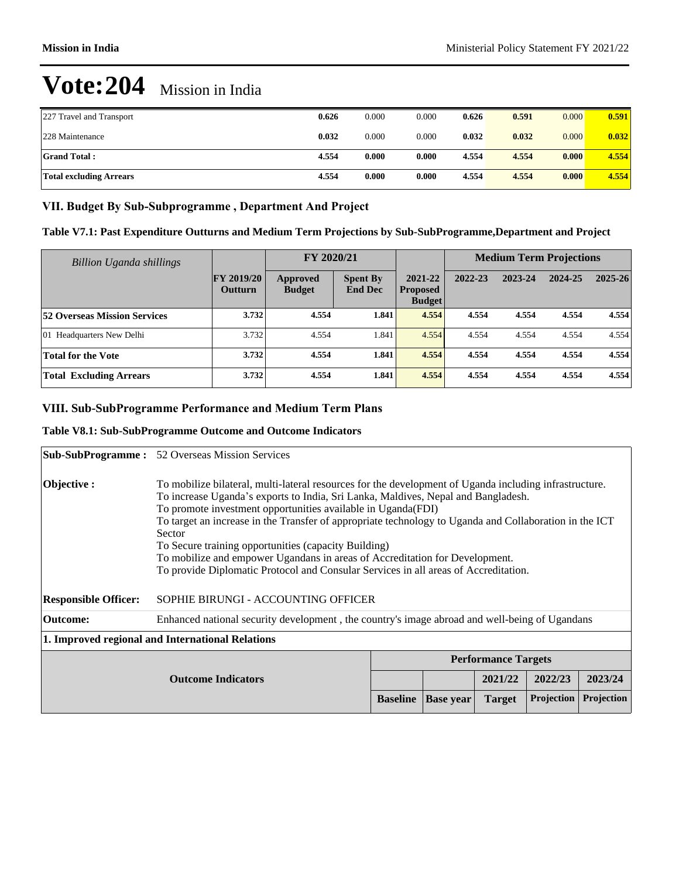# Vote:204 Mission in India

| | | | | | | | |
|---|---|---|---|---|---|---|---|
| 227 Travel and Transport | **0.626** | 0.000 | 0.000 | **0.626** | **0.591** | 0.000 | **0.591** |
| 228 Maintenance | **0.032** | 0.000 | 0.000 | **0.032** | **0.032** | 0.000 | **0.032** |
| **Grand Total :** | **4.554** | **0.000** | **0.000** | **4.554** | **4.554** | **0.000** | **4.554** |
| **Total excluding Arrears** | **4.554** | **0.000** | **0.000** | **4.554** | **4.554** | **0.000** | **4.554** |

## VII. Budget By Sub-Subprogramme , Department And Project

### Table V7.1: Past Expenditure Outturns and Medium Term Projections by Sub-SubProgramme,Department and Project

| *Billion Uganda shillings* | | FY 2020/21 | | | Medium Term Projections | | | |
|---|---|---|---|---|---|---|---|---|
| | **FY 2019/20 Outturn** | **Approved Budget** | **Spent By End Dec** | **2021-22 Proposed Budget** | **2022-23** | **2023-24** | **2024-25** | **2025-26** |
| **52 Overseas Mission Services** | **3.732** | **4.554** | **1.841** | **4.554** | **4.554** | **4.554** | **4.554** | **4.554** |
| 01 Headquarters New Delhi | 3.732 | 4.554 | 1.841 | 4.554 | 4.554 | 4.554 | 4.554 | 4.554 |
| **Total for the Vote** | **3.732** | **4.554** | **1.841** | **4.554** | **4.554** | **4.554** | **4.554** | **4.554** |
| **Total Excluding Arrears** | **3.732** | **4.554** | **1.841** | **4.554** | **4.554** | **4.554** | **4.554** | **4.554** |

## VIII. Sub-SubProgramme Performance and Medium Term Plans

### Table V8.1: Sub-SubProgramme Outcome and Outcome Indicators

**Sub-SubProgramme :** 52 Overseas Mission Services

**Objective :**
To mobilize bilateral, multi-lateral resources for the development of Uganda including infrastructure.
To increase Uganda's exports to India, Sri Lanka, Maldives, Nepal and Bangladesh.
To promote investment opportunities available in Uganda(FDI)
To target an increase in the Transfer of appropriate technology to Uganda and Collaboration in the ICT Sector
To Secure training opportunities (capacity Building)
To mobilize and empower Ugandans in areas of Accreditation for Development.
To provide Diplomatic Protocol and Consular Services in all areas of Accreditation.

**Responsible Officer:** SOPHIE BIRUNGI - ACCOUNTING OFFICER

**Outcome:** Enhanced national security development , the country's image abroad and well-being of Ugandans

**1. Improved regional and International Relations**

| Outcome Indicators | Performance Targets | | | | |
|---|---|---|---|---|---|
| | | | **2021/22** | **2022/23** | **2023/24** |
| | **Baseline** | **Base year** | **Target** | **Projection** | **Projection** |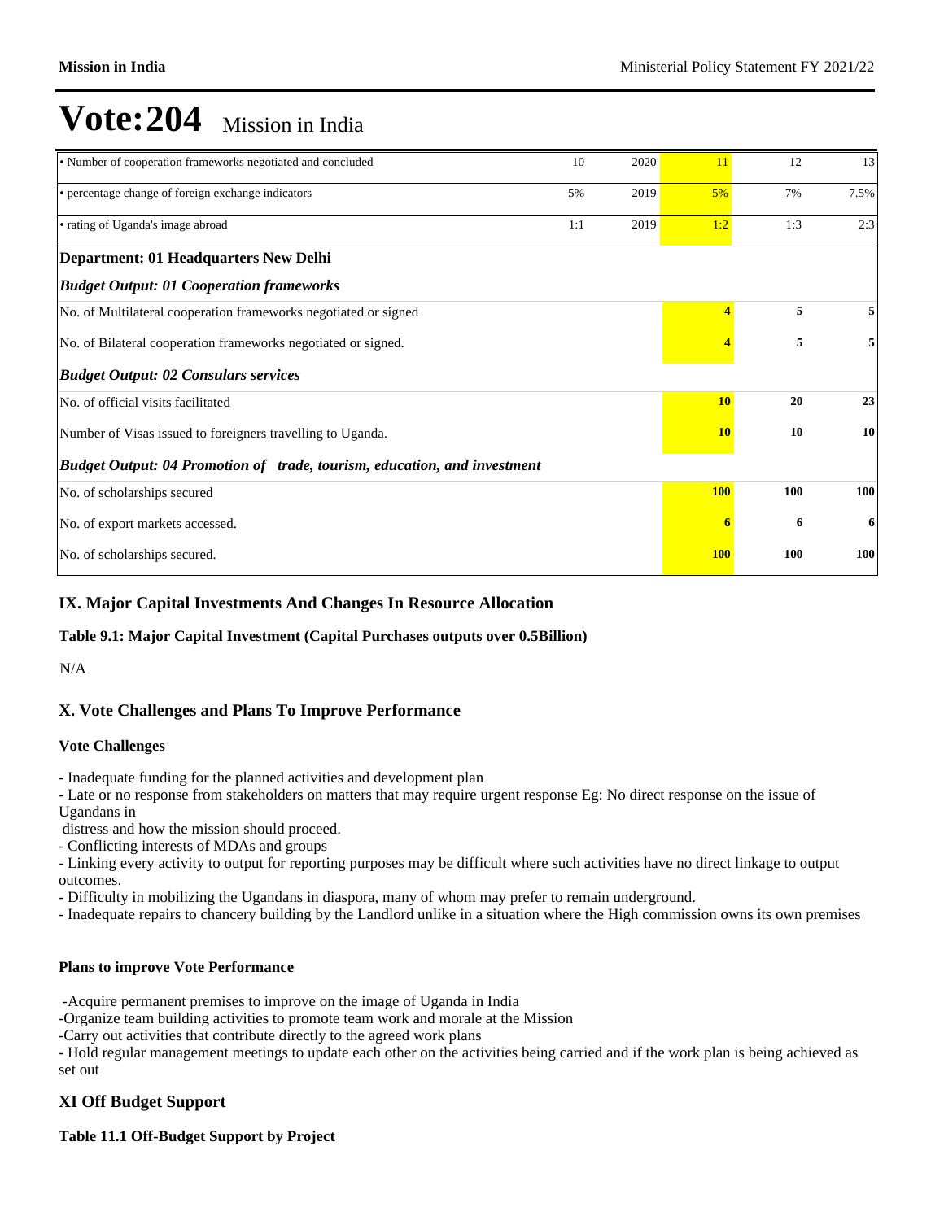# Vote:204 Mission in India

| | | | | | |
|---|---|---|---|---|---|
| • Number of cooperation frameworks negotiated and concluded | 10 | 2020 | 11 | 12 | 13 |
| • percentage change of foreign exchange indicators | 5% | 2019 | 5% | 7% | 7.5% |
| • rating of Uganda's image abroad | 1:1 | 2019 | 1:2 | 1:3 | 2:3 |
| **Department: 01 Headquarters New Delhi** | | | | | |
| ***Budget Output: 01 Cooperation frameworks*** | | | | | |
| No. of Multilateral cooperation frameworks negotiated or signed | | | **4** | **5** | **5** |
| No. of Bilateral cooperation frameworks negotiated or signed. | | | **4** | **5** | **5** |
| ***Budget Output: 02 Consulars services*** | | | | | |
| No. of official visits facilitated | | | **10** | **20** | **23** |
| Number of Visas issued to foreigners travelling to Uganda. | | | **10** | **10** | **10** |
| ***Budget Output: 04 Promotion of trade, tourism, education, and investment*** | | | | | |
| No. of scholarships secured | | | **100** | **100** | **100** |
| No. of export markets accessed. | | | **6** | **6** | **6** |
| No. of scholarships secured. | | | **100** | **100** | **100** |

## IX. Major Capital Investments And Changes In Resource Allocation

**Table 9.1: Major Capital Investment (Capital Purchases outputs over 0.5Billion)**

N/A

## X. Vote Challenges and Plans To Improve Performance

**Vote Challenges**

- Inadequate funding for the planned activities and development plan
- Late or no response from stakeholders on matters that may require urgent response Eg: No direct response on the issue of Ugandans in distress and how the mission should proceed.
- Conflicting interests of MDAs and groups
- Linking every activity to output for reporting purposes may be difficult where such activities have no direct linkage to output outcomes.
- Difficulty in mobilizing the Ugandans in diaspora, many of whom may prefer to remain underground.
- Inadequate repairs to chancery building by the Landlord unlike in a situation where the High commission owns its own premises

**Plans to improve Vote Performance**

-Acquire permanent premises to improve on the image of Uganda in India
-Organize team building activities to promote team work and morale at the Mission
-Carry out activities that contribute directly to the agreed work plans
- Hold regular management meetings to update each other on the activities being carried and if the work plan is being achieved as set out

## XI Off Budget Support

**Table 11.1 Off-Budget Support by Project**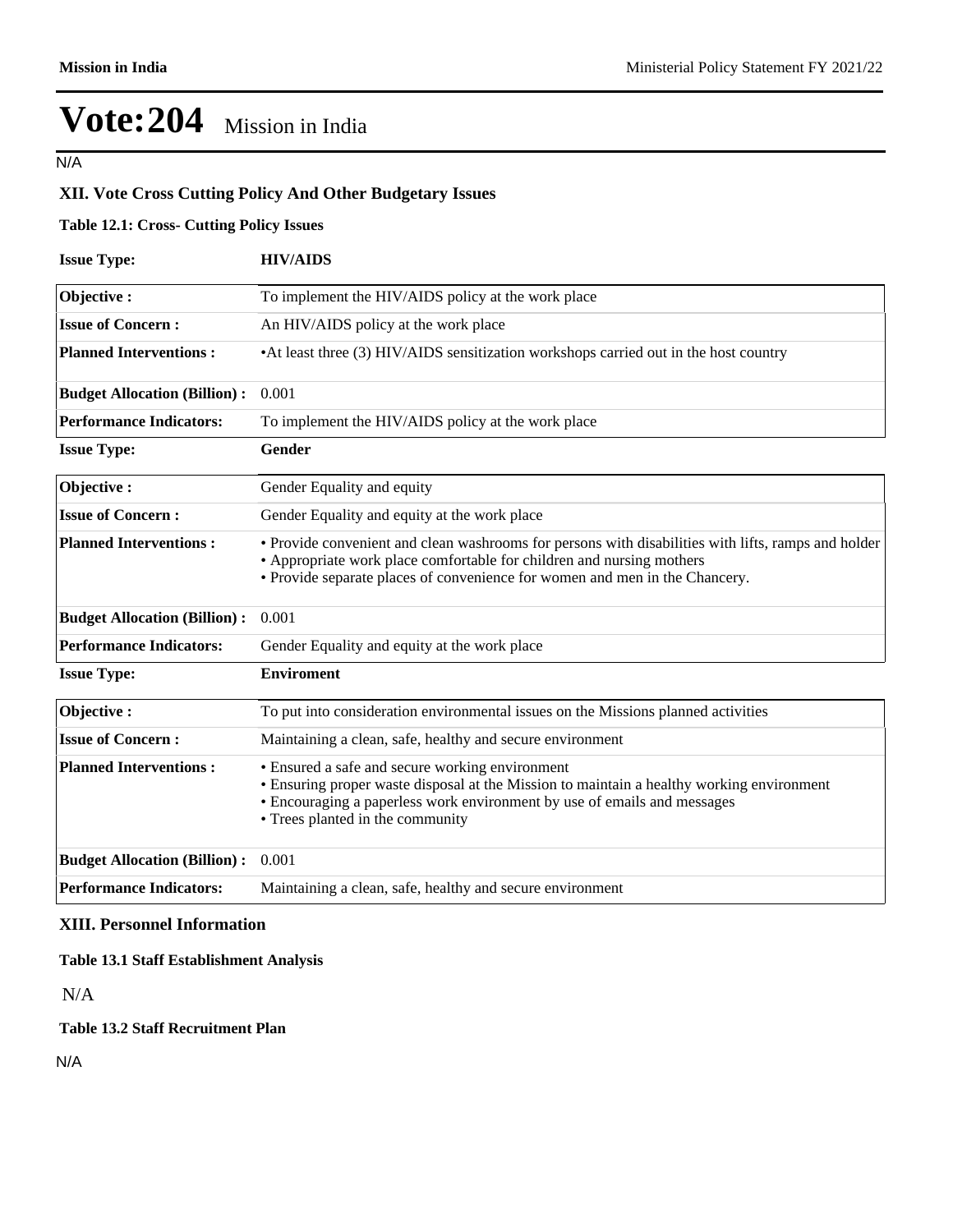# Vote:204 Mission in India

N/A

## XII. Vote Cross Cutting Policy And Other Budgetary Issues

**Table 12.1: Cross- Cutting Policy Issues**

**Issue Type:** **HIV/AIDS**

| | |
|---|---|
| **Objective :** | To implement the HIV/AIDS policy at the work place |
| **Issue of Concern :** | An HIV/AIDS policy at the work place |
| **Planned Interventions :** | •At least three (3) HIV/AIDS sensitization workshops carried out in the host country |
| **Budget Allocation (Billion) :** | 0.001 |
| **Performance Indicators:** | To implement the HIV/AIDS policy at the work place |

**Issue Type:** **Gender**

| | |
|---|---|
| **Objective :** | Gender Equality and equity |
| **Issue of Concern :** | Gender Equality and equity at the work place |
| **Planned Interventions :** | • Provide convenient and clean washrooms for persons with disabilities with lifts, ramps and holder<br>• Appropriate work place comfortable for children and nursing mothers<br>• Provide separate places of convenience for women and men in the Chancery. |
| **Budget Allocation (Billion) :** | 0.001 |
| **Performance Indicators:** | Gender Equality and equity at the work place |

**Issue Type:** **Enviroment**

| | |
|---|---|
| **Objective :** | To put into consideration environmental issues on the Missions planned activities |
| **Issue of Concern :** | Maintaining a clean, safe, healthy and secure environment |
| **Planned Interventions :** | • Ensured a safe and secure working environment<br>• Ensuring proper waste disposal at the Mission to maintain a healthy working environment<br>• Encouraging a paperless work environment by use of emails and messages<br>• Trees planted in the community |
| **Budget Allocation (Billion) :** | 0.001 |
| **Performance Indicators:** | Maintaining a clean, safe, healthy and secure environment |

## XIII. Personnel Information

**Table 13.1 Staff Establishment Analysis**

N/A

**Table 13.2 Staff Recruitment Plan**

N/A